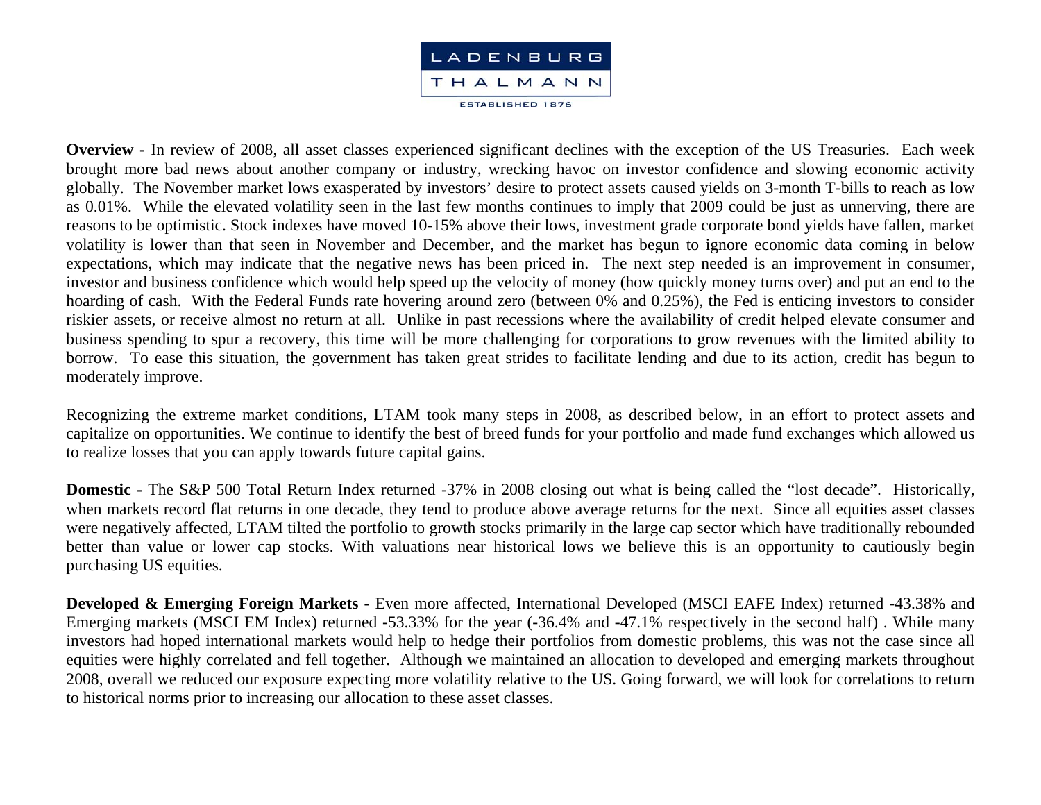LADENBURG THALMANN

ESTABLISHED 1876

**Overview -** In review of 2008, all asset classes experienced significant declines with the exception of the US Treasuries. Each week brought more bad news about another company or industry, wrecking havoc on investor confidence and slowing economic activity globally. The November market lows exasperated by investors' desire to protect assets caused yields on 3-month T-bills to reach as low as 0.01%. While the elevated volatility seen in the last few months continues to imply that 2009 could be just as unnerving, there are reasons to be optimistic. Stock indexes have moved 10-15% above their lows, investment grade corporate bond yields have fallen, market volatility is lower than that seen in November and December, and the market has begun to ignore economic data coming in below expectations, which may indicate that the negative news has been priced in. The next step needed is an improvement in consumer, investor and business confidence which would help speed up the velocity of money (how quickly money turns over) and put an end to the hoarding of cash. With the Federal Funds rate hovering around zero (between 0% and 0.25%), the Fed is enticing investors to consider riskier assets, or receive almost no return at all. Unlike in past recessions where the availability of credit helped elevate consumer and business spending to spur a recovery, this time will be more challenging for corporations to grow revenues with the limited ability to borrow. To ease this situation, the government has taken great strides to facilitate lending and due to its action, credit has begun to moderately improve.

Recognizing the extreme market conditions, LTAM took many steps in 2008, as described below, in an effort to protect assets and capitalize on opportunities. We continue to identify the best of breed funds for your portfolio and made fund exchanges which allowed us to realize losses that you can apply towards future capital gains.

**Domestic -** The S&P 500 Total Return Index returned -37% in 2008 closing out what is being called the "lost decade". Historically, when markets record flat returns in one decade, they tend to produce above average returns for the next. Since all equities asset classes were negatively affected, LTAM tilted the portfolio to growth stocks primarily in the large cap sector which have traditionally rebounded better than value or lower cap stocks. With valuations near historical lows we believe this is an opportunity to cautiously begin purchasing US equities.

**Developed & Emerging Foreign Markets -** Even more affected, International Developed (MSCI EAFE Index) returned -43.38% and Emerging markets (MSCI EM Index) returned -53.33% for the year (-36.4% and -47.1% respectively in the second half) . While many investors had hoped international markets would help to hedge their portfolios from domestic problems, this was not the case since all equities were highly correlated and fell together. Although we maintained an allocation to developed and emerging markets throughout 2008, overall we reduced our exposure expecting more volatility relative to the US. Going forward, we will look for correlations to return to historical norms prior to increasing our allocation to these asset classes.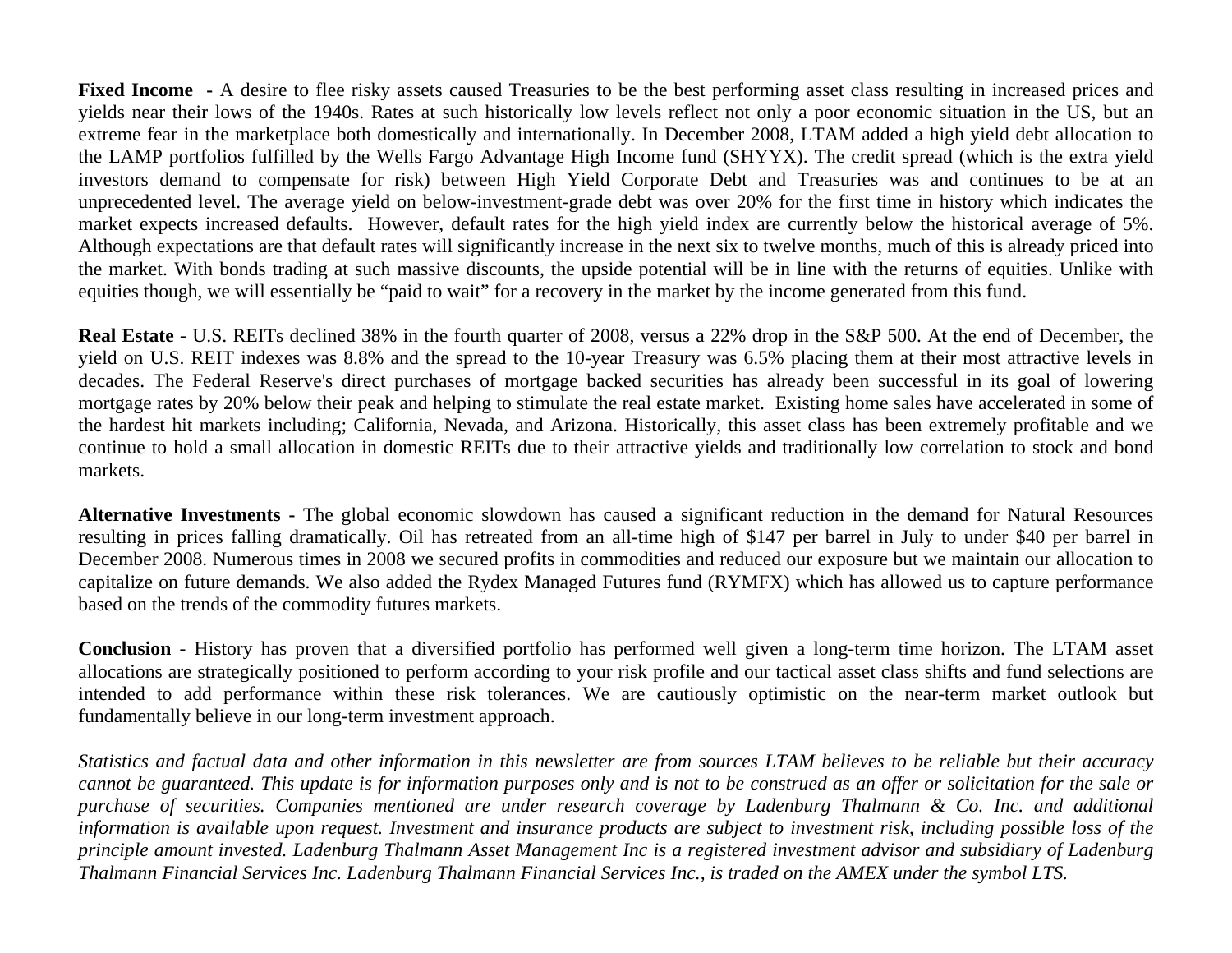**Fixed Income -** A desire to flee risky assets caused Treasuries to be the best performing asset class resulting in increased prices and yields near their lows of the 1940s. Rates at such historically low levels reflect not only a poor economic situation in the US, but an extreme fear in the marketplace both domestically and internationally. In December 2008, LTAM added a high yield debt allocation to the LAMP portfolios fulfilled by the Wells Fargo Advantage High Income fund (SHYYX). The credit spread (which is the extra yield investors demand to compensate for risk) between High Yield Corporate Debt and Treasuries was and continues to be at an unprecedented level. The average yield on below-investment-grade debt was over 20% for the first time in history which indicates the market expects increased defaults. However, default rates for the high yield index are currently below the historical average of 5%. Although expectations are that default rates will significantly increase in the next six to twelve months, much of this is already priced into the market. With bonds trading at such massive discounts, the upside potential will be in line with the returns of equities. Unlike with equities though, we will essentially be "paid to wait" for a recovery in the market by the income generated from this fund.

**Real Estate -** U.S. REITs declined 38% in the fourth quarter of 2008, versus a 22% drop in the S&P 500. At the end of December, the yield on U.S. REIT indexes was 8.8% and the spread to the 10-year Treasury was 6.5% placing them at their most attractive levels in decades. The Federal Reserve's direct purchases of mortgage backed securities has already been successful in its goal of lowering mortgage rates by 20% below their peak and helping to stimulate the real estate market. Existing home sales have accelerated in some of the hardest hit markets including; California, Nevada, and Arizona. Historically, this asset class has been extremely profitable and we continue to hold a small allocation in domestic REITs due to their attractive yields and traditionally low correlation to stock and bond markets.

**Alternative Investments -** The global economic slowdown has caused a significant reduction in the demand for Natural Resources resulting in prices falling dramatically. Oil has retreated from an all-time high of $147 per barrel in July to under $40 per barrel in December 2008. Numerous times in 2008 we secured profits in commodities and reduced our exposure but we maintain our allocation to capitalize on future demands. We also added the Rydex Managed Futures fund (RYMFX) which has allowed us to capture performance based on the trends of the commodity futures markets.

**Conclusion -** History has proven that a diversified portfolio has performed well given a long-term time horizon. The LTAM asset allocations are strategically positioned to perform according to your risk profile and our tactical asset class shifts and fund selections are intended to add performance within these risk tolerances. We are cautiously optimistic on the near-term market outlook but fundamentally believe in our long-term investment approach.

*Statistics and factual data and other information in this newsletter are from sources LTAM believes to be reliable but their accuracy cannot be guaranteed. This update is for information purposes only and is not to be construed as an offer or solicitation for the sale or purchase of securities. Companies mentioned are under research coverage by Ladenburg Thalmann & Co. Inc. and additional information is available upon request. Investment and insurance products are subject to investment risk, including possible loss of the principle amount invested. Ladenburg Thalmann Asset Management Inc is a registered investment advisor and subsidiary of Ladenburg Thalmann Financial Services Inc. Ladenburg Thalmann Financial Services Inc., is traded on the AMEX under the symbol LTS.*